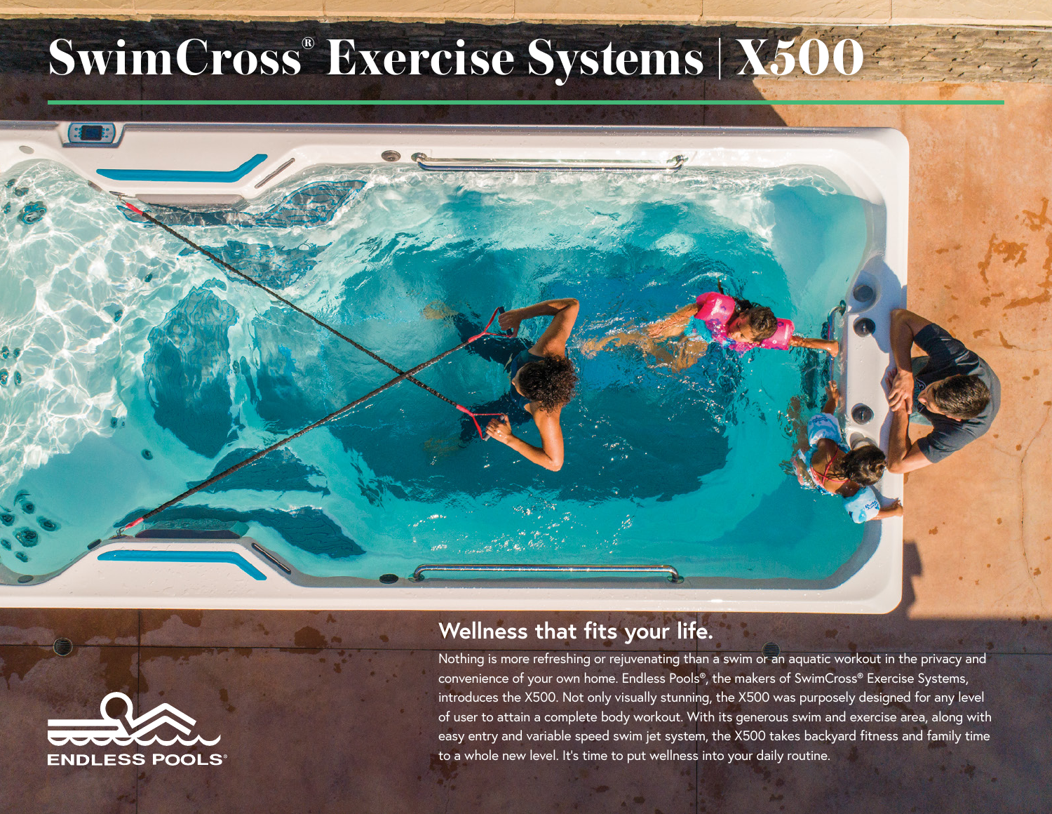# SwimCross® Exercise Systems | X500

## Wellness that fits your life.

Nothing is more refreshing or rejuvenating than a swim or an aquatic workout in the privacy and convenience of your own home. Endless Pools®, the makers of SwimCross® Exercise Systems, introduces the X500. Not only visually stunning, the X500 was purposely designed for any level of user to attain a complete body workout. With its generous swim and exercise area, along with easy entry and variable speed swim jet system, the X500 takes backyard fitness and family time to a whole new level. It's time to put wellness into your daily routine.

ENDLESS POOLS®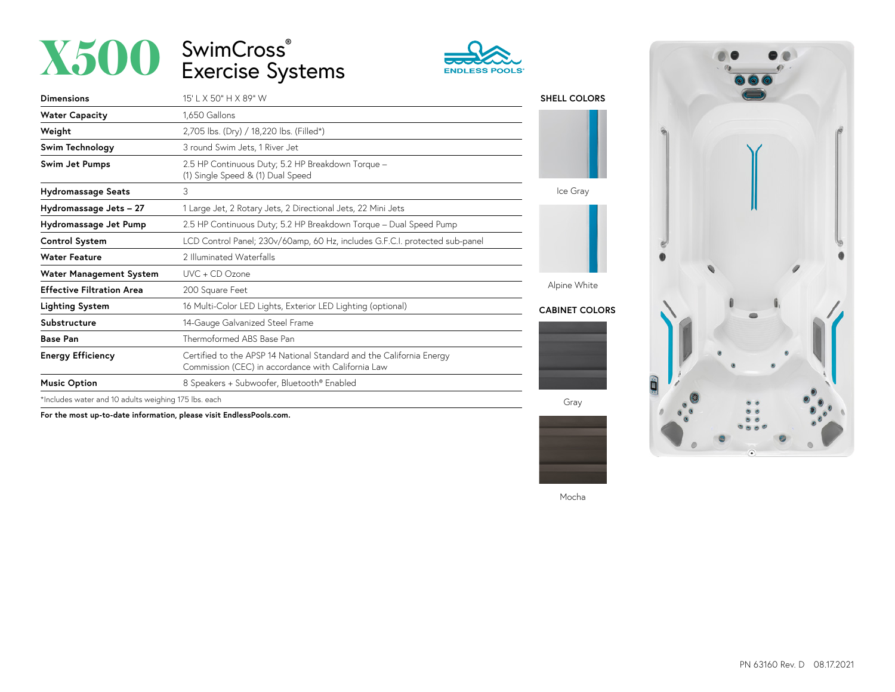# X500 SwimCross® Exercise Systems

ENDLESS POOLS®

| | |
|---|---|
| **Dimensions** | 15' L X 50" H X 89" W |
| **Water Capacity** | 1,650 Gallons |
| **Weight** | 2,705 lbs. (Dry) / 18,220 lbs. (Filled*) |
| **Swim Technology** | 3 round Swim Jets, 1 River Jet |
| **Swim Jet Pumps** | 2.5 HP Continuous Duty; 5.2 HP Breakdown Torque – (1) Single Speed & (1) Dual Speed |
| **Hydromassage Seats** | 3 |
| **Hydromassage Jets – 27** | 1 Large Jet, 2 Rotary Jets, 2 Directional Jets, 22 Mini Jets |
| **Hydromassage Jet Pump** | 2.5 HP Continuous Duty; 5.2 HP Breakdown Torque – Dual Speed Pump |
| **Control System** | LCD Control Panel; 230v/60amp, 60 Hz, includes G.F.C.I. protected sub-panel |
| **Water Feature** | 2 Illuminated Waterfalls |
| **Water Management System** | UVC + CD Ozone |
| **Effective Filtration Area** | 200 Square Feet |
| **Lighting System** | 16 Multi-Color LED Lights, Exterior LED Lighting (optional) |
| **Substructure** | 14-Gauge Galvanized Steel Frame |
| **Base Pan** | Thermoformed ABS Base Pan |
| **Energy Efficiency** | Certified to the APSP 14 National Standard and the California Energy Commission (CEC) in accordance with California Law |
| **Music Option** | 8 Speakers + Subwoofer, Bluetooth® Enabled |

*Includes water and 10 adults weighing 175 lbs. each

**For the most up-to-date information, please visit EndlessPools.com.**

**SHELL COLORS**

Ice Gray

Alpine White

**CABINET COLORS**

Gray

Mocha

PN 63160 Rev. D 08.17.2021